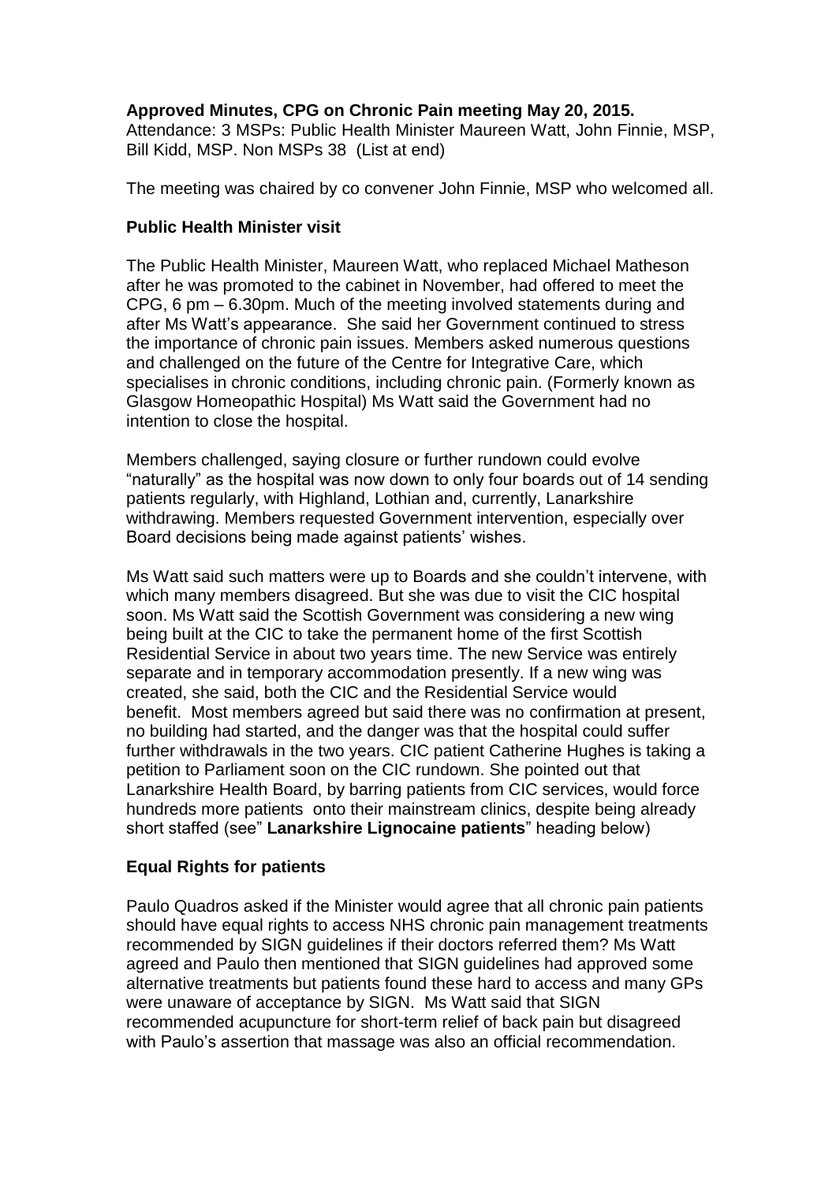**Approved Minutes, CPG on Chronic Pain meeting May 20, 2015.**
Attendance: 3 MSPs: Public Health Minister Maureen Watt, John Finnie, MSP, Bill Kidd, MSP. Non MSPs 38 (List at end)

The meeting was chaired by co convener John Finnie, MSP who welcomed all.

**Public Health Minister visit**

The Public Health Minister, Maureen Watt, who replaced Michael Matheson after he was promoted to the cabinet in November, had offered to meet the CPG, 6 pm – 6.30pm. Much of the meeting involved statements during and after Ms Watt's appearance. She said her Government continued to stress the importance of chronic pain issues. Members asked numerous questions and challenged on the future of the Centre for Integrative Care, which specialises in chronic conditions, including chronic pain. (Formerly known as Glasgow Homeopathic Hospital) Ms Watt said the Government had no intention to close the hospital.

Members challenged, saying closure or further rundown could evolve "naturally" as the hospital was now down to only four boards out of 14 sending patients regularly, with Highland, Lothian and, currently, Lanarkshire withdrawing. Members requested Government intervention, especially over Board decisions being made against patients' wishes.

Ms Watt said such matters were up to Boards and she couldn't intervene, with which many members disagreed. But she was due to visit the CIC hospital soon. Ms Watt said the Scottish Government was considering a new wing being built at the CIC to take the permanent home of the first Scottish Residential Service in about two years time. The new Service was entirely separate and in temporary accommodation presently. If a new wing was created, she said, both the CIC and the Residential Service would benefit. Most members agreed but said there was no confirmation at present, no building had started, and the danger was that the hospital could suffer further withdrawals in the two years. CIC patient Catherine Hughes is taking a petition to Parliament soon on the CIC rundown. She pointed out that Lanarkshire Health Board, by barring patients from CIC services, would force hundreds more patients onto their mainstream clinics, despite being already short staffed (see" **Lanarkshire Lignocaine patients**" heading below)

**Equal Rights for patients**

Paulo Quadros asked if the Minister would agree that all chronic pain patients should have equal rights to access NHS chronic pain management treatments recommended by SIGN guidelines if their doctors referred them? Ms Watt agreed and Paulo then mentioned that SIGN guidelines had approved some alternative treatments but patients found these hard to access and many GPs were unaware of acceptance by SIGN. Ms Watt said that SIGN recommended acupuncture for short-term relief of back pain but disagreed with Paulo's assertion that massage was also an official recommendation.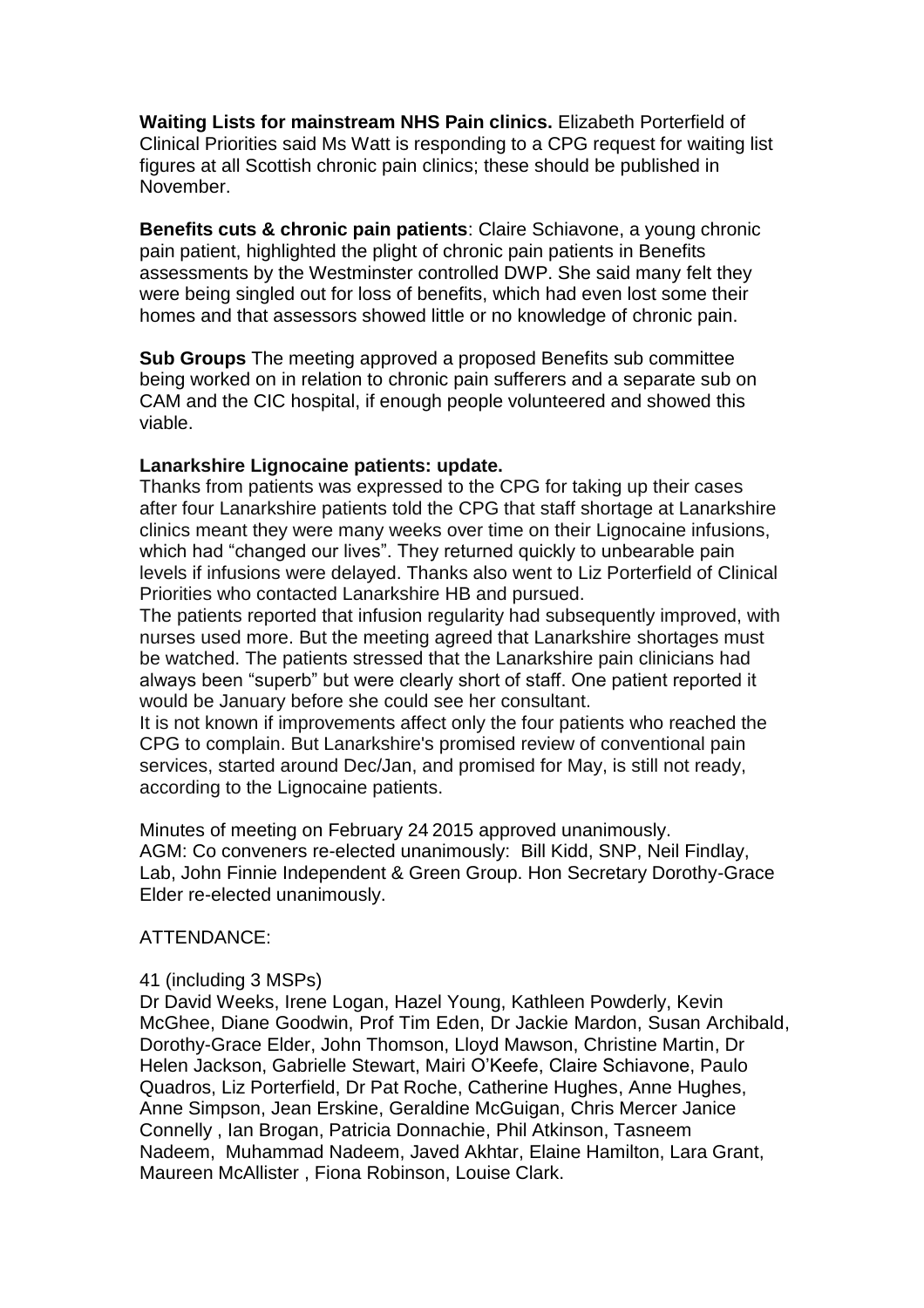**Waiting Lists for mainstream NHS Pain clinics.** Elizabeth Porterfield of Clinical Priorities said Ms Watt is responding to a CPG request for waiting list figures at all Scottish chronic pain clinics; these should be published in November.

**Benefits cuts & chronic pain patients**: Claire Schiavone, a young chronic pain patient, highlighted the plight of chronic pain patients in Benefits assessments by the Westminster controlled DWP. She said many felt they were being singled out for loss of benefits, which had even lost some their homes and that assessors showed little or no knowledge of chronic pain.

**Sub Groups** The meeting approved a proposed Benefits sub committee being worked on in relation to chronic pain sufferers and a separate sub on CAM and the CIC hospital, if enough people volunteered and showed this viable.

**Lanarkshire Lignocaine patients: update.**
Thanks from patients was expressed to the CPG for taking up their cases after four Lanarkshire patients told the CPG that staff shortage at Lanarkshire clinics meant they were many weeks over time on their Lignocaine infusions, which had "changed our lives". They returned quickly to unbearable pain levels if infusions were delayed. Thanks also went to Liz Porterfield of Clinical Priorities who contacted Lanarkshire HB and pursued.
The patients reported that infusion regularity had subsequently improved, with nurses used more. But the meeting agreed that Lanarkshire shortages must be watched. The patients stressed that the Lanarkshire pain clinicians had always been "superb" but were clearly short of staff. One patient reported it would be January before she could see her consultant.
It is not known if improvements affect only the four patients who reached the CPG to complain. But Lanarkshire's promised review of conventional pain services, started around Dec/Jan, and promised for May, is still not ready, according to the Lignocaine patients.

Minutes of meeting on February 24 2015 approved unanimously.
AGM: Co conveners re-elected unanimously: Bill Kidd, SNP, Neil Findlay, Lab, John Finnie Independent & Green Group. Hon Secretary Dorothy-Grace Elder re-elected unanimously.

ATTENDANCE:

41 (including 3 MSPs)
Dr David Weeks, Irene Logan, Hazel Young, Kathleen Powderly, Kevin McGhee, Diane Goodwin, Prof Tim Eden, Dr Jackie Mardon, Susan Archibald, Dorothy-Grace Elder, John Thomson, Lloyd Mawson, Christine Martin, Dr Helen Jackson, Gabrielle Stewart, Mairi O'Keefe, Claire Schiavone, Paulo Quadros, Liz Porterfield, Dr Pat Roche, Catherine Hughes, Anne Hughes, Anne Simpson, Jean Erskine, Geraldine McGuigan, Chris Mercer Janice Connelly , Ian Brogan, Patricia Donnachie, Phil Atkinson, Tasneem Nadeem, Muhammad Nadeem, Javed Akhtar, Elaine Hamilton, Lara Grant, Maureen McAllister , Fiona Robinson, Louise Clark.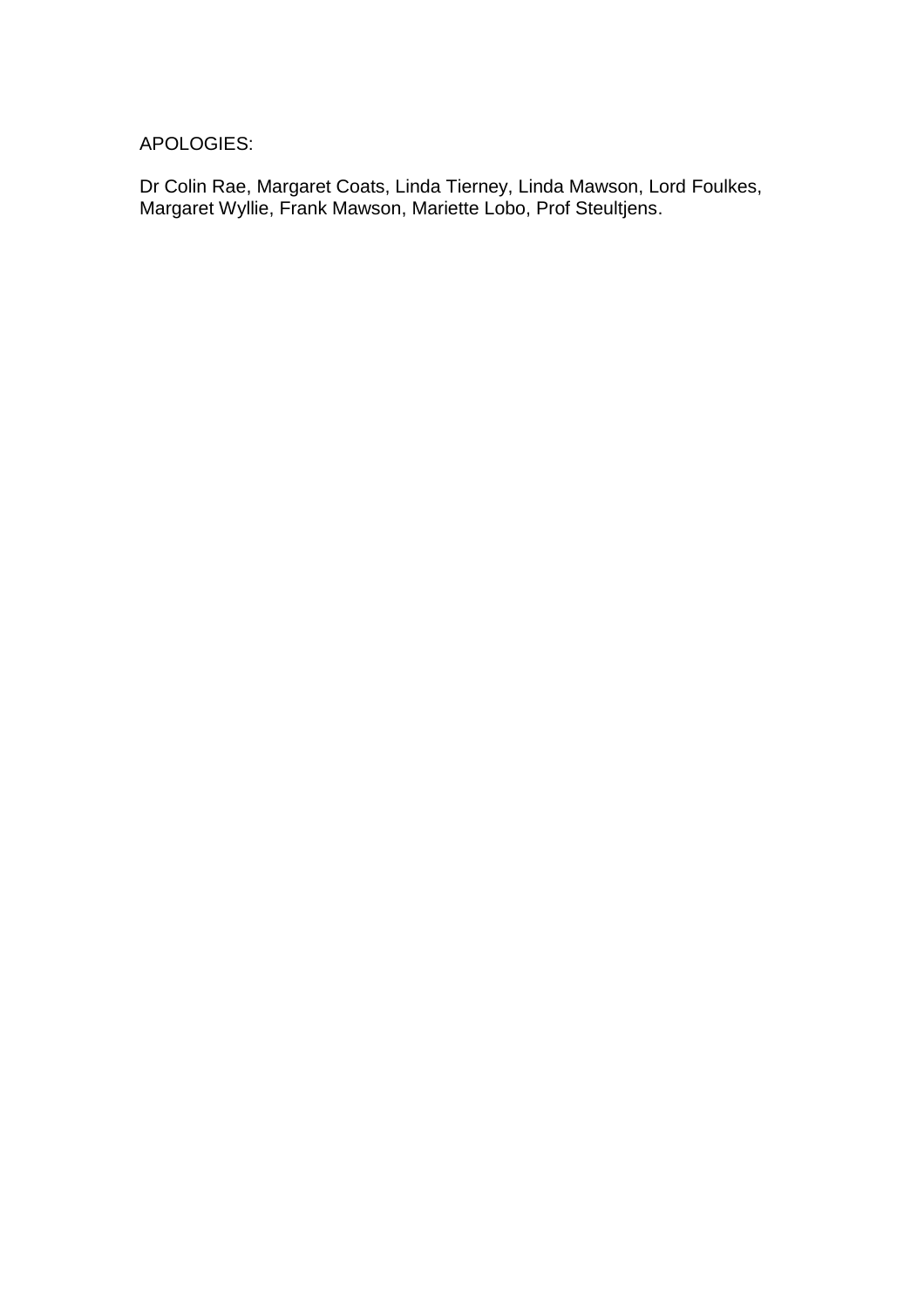APOLOGIES:

Dr Colin Rae, Margaret Coats, Linda Tierney, Linda Mawson, Lord Foulkes, Margaret Wyllie, Frank Mawson, Mariette Lobo, Prof Steultjens.